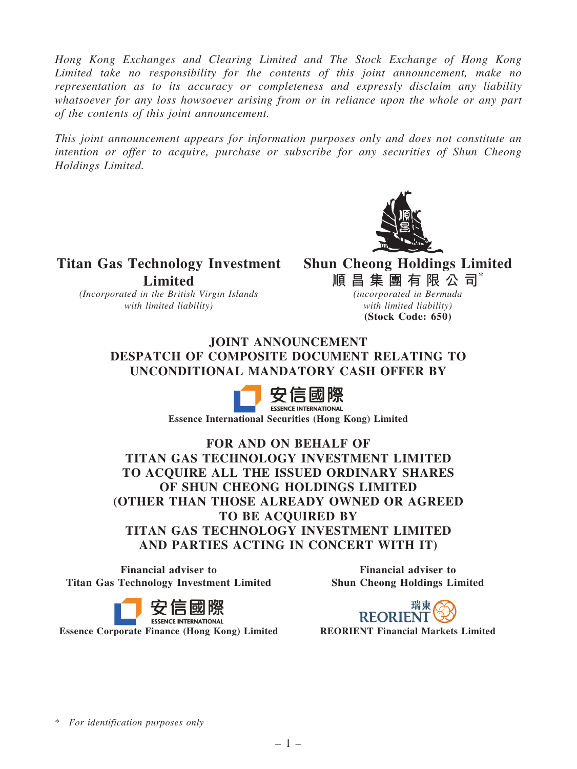*Hong Kong Exchanges and Clearing Limited and The Stock Exchange of Hong Kong Limited take no responsibility for the contents of this joint announcement, make no representation as to its accuracy or completeness and expressly disclaim any liability whatsoever for any loss howsoever arising from or in reliance upon the whole or any part of the contents of this joint announcement.*

*This joint announcement appears for information purposes only and does not constitute an intention or offer to acquire, purchase or subscribe for any securities of Shun Cheong Holdings Limited.*

**Titan Gas Technology Investment Limited**
*(Incorporated in the British Virgin Islands with limited liability)*

**Shun Cheong Holdings Limited**
**順昌集團有限公司***
*(incorporated in Bermuda with limited liability)*
**(Stock Code: 650)**

# JOINT ANNOUNCEMENT
# DESPATCH OF COMPOSITE DOCUMENT RELATING TO UNCONDITIONAL MANDATORY CASH OFFER BY

安信國際
ESSENCE INTERNATIONAL
**Essence International Securities (Hong Kong) Limited**

# FOR AND ON BEHALF OF TITAN GAS TECHNOLOGY INVESTMENT LIMITED TO ACQUIRE ALL THE ISSUED ORDINARY SHARES OF SHUN CHEONG HOLDINGS LIMITED (OTHER THAN THOSE ALREADY OWNED OR AGREED TO BE ACQUIRED BY TITAN GAS TECHNOLOGY INVESTMENT LIMITED AND PARTIES ACTING IN CONCERT WITH IT)

**Financial adviser to Titan Gas Technology Investment Limited**

安信國際
ESSENCE INTERNATIONAL
**Essence Corporate Finance (Hong Kong) Limited**

**Financial adviser to Shun Cheong Holdings Limited**

瑞東
REORIENT
**REORIENT Financial Markets Limited**

\* *For identification purposes only*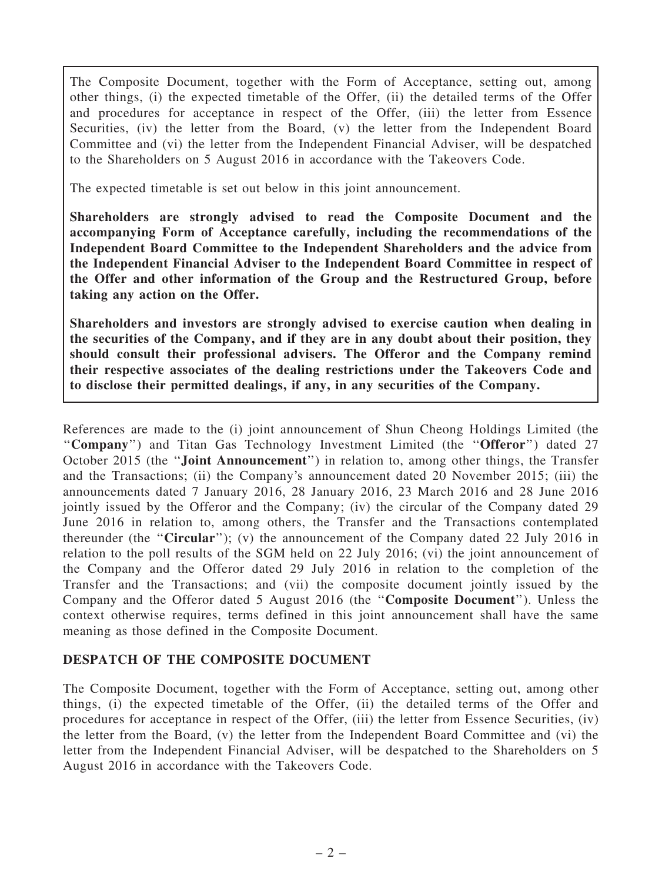The Composite Document, together with the Form of Acceptance, setting out, among other things, (i) the expected timetable of the Offer, (ii) the detailed terms of the Offer and procedures for acceptance in respect of the Offer, (iii) the letter from Essence Securities, (iv) the letter from the Board, (v) the letter from the Independent Board Committee and (vi) the letter from the Independent Financial Adviser, will be despatched to the Shareholders on 5 August 2016 in accordance with the Takeovers Code.

The expected timetable is set out below in this joint announcement.

**Shareholders are strongly advised to read the Composite Document and the accompanying Form of Acceptance carefully, including the recommendations of the Independent Board Committee to the Independent Shareholders and the advice from the Independent Financial Adviser to the Independent Board Committee in respect of the Offer and other information of the Group and the Restructured Group, before taking any action on the Offer.**

**Shareholders and investors are strongly advised to exercise caution when dealing in the securities of the Company, and if they are in any doubt about their position, they should consult their professional advisers. The Offeror and the Company remind their respective associates of the dealing restrictions under the Takeovers Code and to disclose their permitted dealings, if any, in any securities of the Company.**

References are made to the (i) joint announcement of Shun Cheong Holdings Limited (the "**Company**") and Titan Gas Technology Investment Limited (the "**Offeror**") dated 27 October 2015 (the "**Joint Announcement**") in relation to, among other things, the Transfer and the Transactions; (ii) the Company's announcement dated 20 November 2015; (iii) the announcements dated 7 January 2016, 28 January 2016, 23 March 2016 and 28 June 2016 jointly issued by the Offeror and the Company; (iv) the circular of the Company dated 29 June 2016 in relation to, among others, the Transfer and the Transactions contemplated thereunder (the "**Circular**"); (v) the announcement of the Company dated 22 July 2016 in relation to the poll results of the SGM held on 22 July 2016; (vi) the joint announcement of the Company and the Offeror dated 29 July 2016 in relation to the completion of the Transfer and the Transactions; and (vii) the composite document jointly issued by the Company and the Offeror dated 5 August 2016 (the "**Composite Document**"). Unless the context otherwise requires, terms defined in this joint announcement shall have the same meaning as those defined in the Composite Document.

## DESPATCH OF THE COMPOSITE DOCUMENT

The Composite Document, together with the Form of Acceptance, setting out, among other things, (i) the expected timetable of the Offer, (ii) the detailed terms of the Offer and procedures for acceptance in respect of the Offer, (iii) the letter from Essence Securities, (iv) the letter from the Board, (v) the letter from the Independent Board Committee and (vi) the letter from the Independent Financial Adviser, will be despatched to the Shareholders on 5 August 2016 in accordance with the Takeovers Code.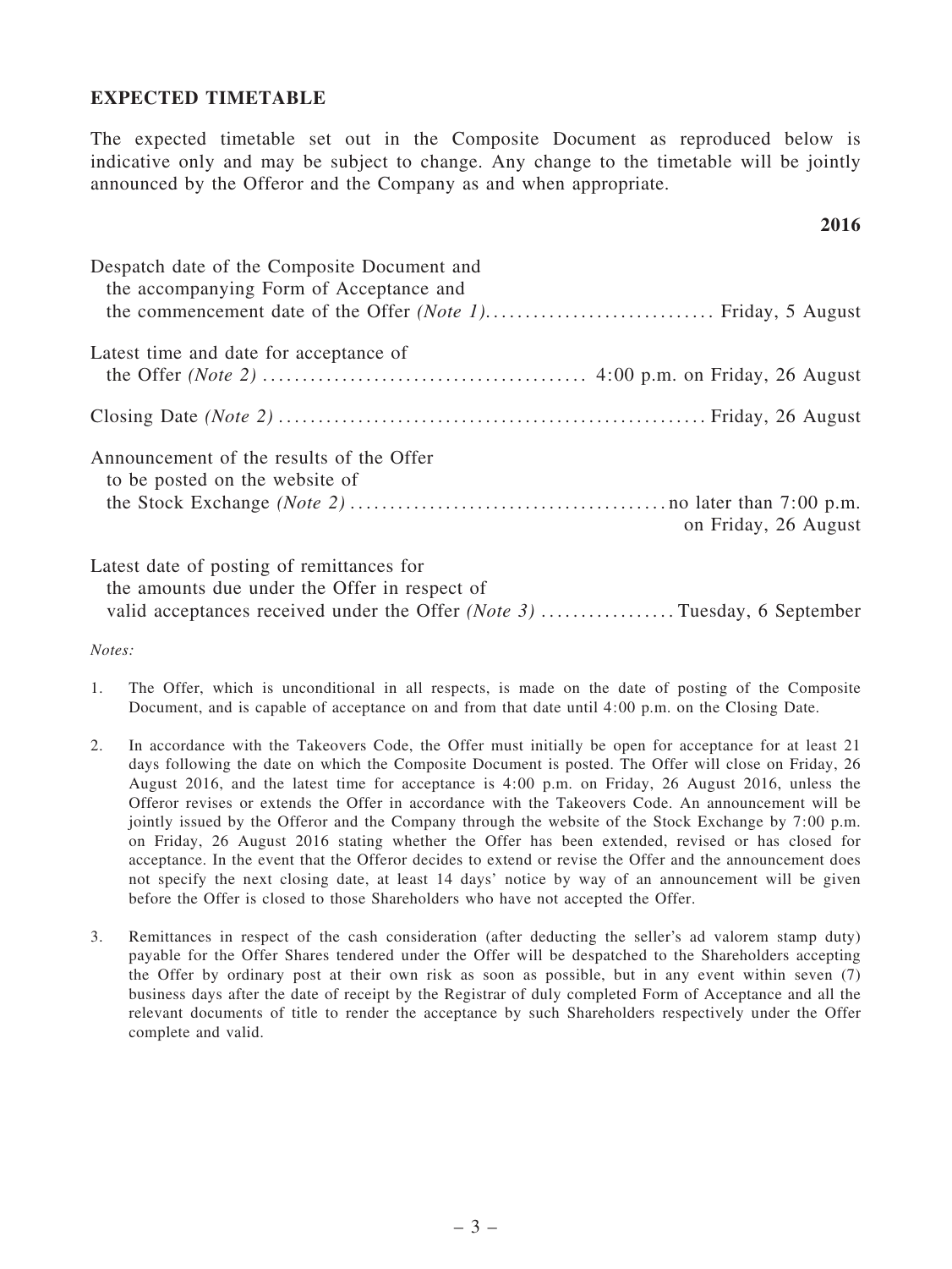**EXPECTED TIMETABLE**

The expected timetable set out in the Composite Document as reproduced below is indicative only and may be subject to change. Any change to the timetable will be jointly announced by the Offeror and the Company as and when appropriate.

| | **2016** |
|---|---|
| Despatch date of the Composite Document and the accompanying Form of Acceptance and the commencement date of the Offer *(Note 1)* | Friday, 5 August |
| Latest time and date for acceptance of the Offer *(Note 2)* | 4:00 p.m. on Friday, 26 August |
| Closing Date *(Note 2)* | Friday, 26 August |
| Announcement of the results of the Offer to be posted on the website of the Stock Exchange *(Note 2)* | no later than 7:00 p.m. on Friday, 26 August |
| Latest date of posting of remittances for the amounts due under the Offer in respect of valid acceptances received under the Offer *(Note 3)* | Tuesday, 6 September |

*Notes:*

1. The Offer, which is unconditional in all respects, is made on the date of posting of the Composite Document, and is capable of acceptance on and from that date until 4:00 p.m. on the Closing Date.

2. In accordance with the Takeovers Code, the Offer must initially be open for acceptance for at least 21 days following the date on which the Composite Document is posted. The Offer will close on Friday, 26 August 2016, and the latest time for acceptance is 4:00 p.m. on Friday, 26 August 2016, unless the Offeror revises or extends the Offer in accordance with the Takeovers Code. An announcement will be jointly issued by the Offeror and the Company through the website of the Stock Exchange by 7:00 p.m. on Friday, 26 August 2016 stating whether the Offer has been extended, revised or has closed for acceptance. In the event that the Offeror decides to extend or revise the Offer and the announcement does not specify the next closing date, at least 14 days' notice by way of an announcement will be given before the Offer is closed to those Shareholders who have not accepted the Offer.

3. Remittances in respect of the cash consideration (after deducting the seller's ad valorem stamp duty) payable for the Offer Shares tendered under the Offer will be despatched to the Shareholders accepting the Offer by ordinary post at their own risk as soon as possible, but in any event within seven (7) business days after the date of receipt by the Registrar of duly completed Form of Acceptance and all the relevant documents of title to render the acceptance by such Shareholders respectively under the Offer complete and valid.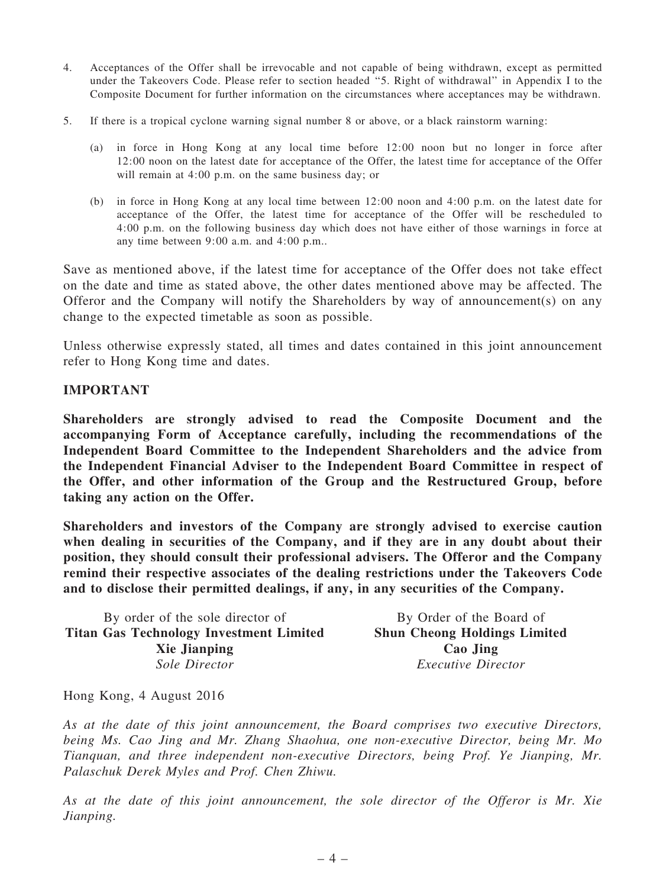4. Acceptances of the Offer shall be irrevocable and not capable of being withdrawn, except as permitted under the Takeovers Code. Please refer to section headed "5. Right of withdrawal" in Appendix I to the Composite Document for further information on the circumstances where acceptances may be withdrawn.

5. If there is a tropical cyclone warning signal number 8 or above, or a black rainstorm warning:

   (a) in force in Hong Kong at any local time before 12:00 noon but no longer in force after 12:00 noon on the latest date for acceptance of the Offer, the latest time for acceptance of the Offer will remain at 4:00 p.m. on the same business day; or

   (b) in force in Hong Kong at any local time between 12:00 noon and 4:00 p.m. on the latest date for acceptance of the Offer, the latest time for acceptance of the Offer will be rescheduled to 4:00 p.m. on the following business day which does not have either of those warnings in force at any time between 9:00 a.m. and 4:00 p.m..

Save as mentioned above, if the latest time for acceptance of the Offer does not take effect on the date and time as stated above, the other dates mentioned above may be affected. The Offeror and the Company will notify the Shareholders by way of announcement(s) on any change to the expected timetable as soon as possible.

Unless otherwise expressly stated, all times and dates contained in this joint announcement refer to Hong Kong time and dates.

**IMPORTANT**

**Shareholders are strongly advised to read the Composite Document and the accompanying Form of Acceptance carefully, including the recommendations of the Independent Board Committee to the Independent Shareholders and the advice from the Independent Financial Adviser to the Independent Board Committee in respect of the Offer, and other information of the Group and the Restructured Group, before taking any action on the Offer.**

**Shareholders and investors of the Company are strongly advised to exercise caution when dealing in securities of the Company, and if they are in any doubt about their position, they should consult their professional advisers. The Offeror and the Company remind their respective associates of the dealing restrictions under the Takeovers Code and to disclose their permitted dealings, if any, in any securities of the Company.**

By order of the sole director of
**Titan Gas Technology Investment Limited**
**Xie Jianping**
*Sole Director*

By Order of the Board of
**Shun Cheong Holdings Limited**
**Cao Jing**
*Executive Director*

Hong Kong, 4 August 2016

*As at the date of this joint announcement, the Board comprises two executive Directors, being Ms. Cao Jing and Mr. Zhang Shaohua, one non-executive Director, being Mr. Mo Tianquan, and three independent non-executive Directors, being Prof. Ye Jianping, Mr. Palaschuk Derek Myles and Prof. Chen Zhiwu.*

*As at the date of this joint announcement, the sole director of the Offeror is Mr. Xie Jianping.*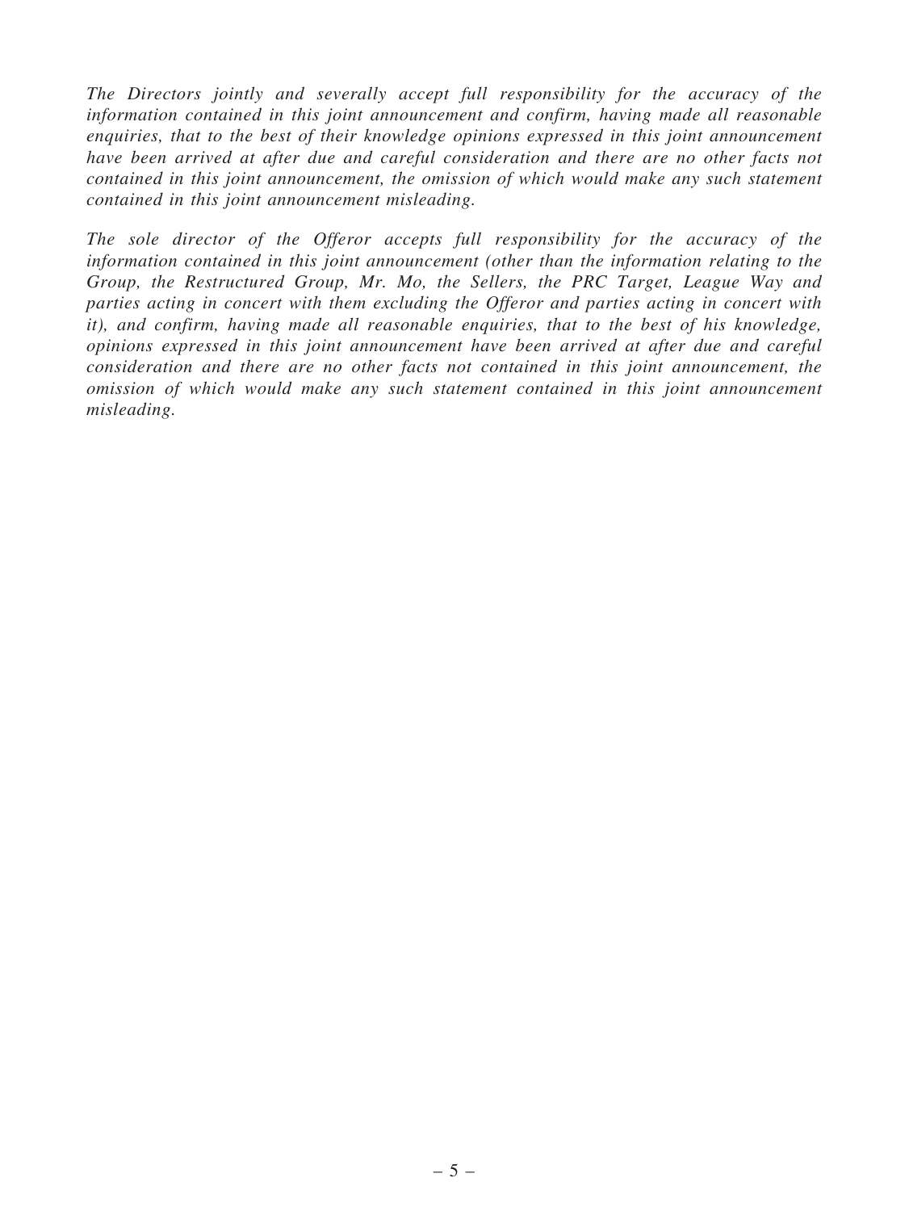*The Directors jointly and severally accept full responsibility for the accuracy of the information contained in this joint announcement and confirm, having made all reasonable enquiries, that to the best of their knowledge opinions expressed in this joint announcement have been arrived at after due and careful consideration and there are no other facts not contained in this joint announcement, the omission of which would make any such statement contained in this joint announcement misleading.*

*The sole director of the Offeror accepts full responsibility for the accuracy of the information contained in this joint announcement (other than the information relating to the Group, the Restructured Group, Mr. Mo, the Sellers, the PRC Target, League Way and parties acting in concert with them excluding the Offeror and parties acting in concert with it), and confirm, having made all reasonable enquiries, that to the best of his knowledge, opinions expressed in this joint announcement have been arrived at after due and careful consideration and there are no other facts not contained in this joint announcement, the omission of which would make any such statement contained in this joint announcement misleading.*